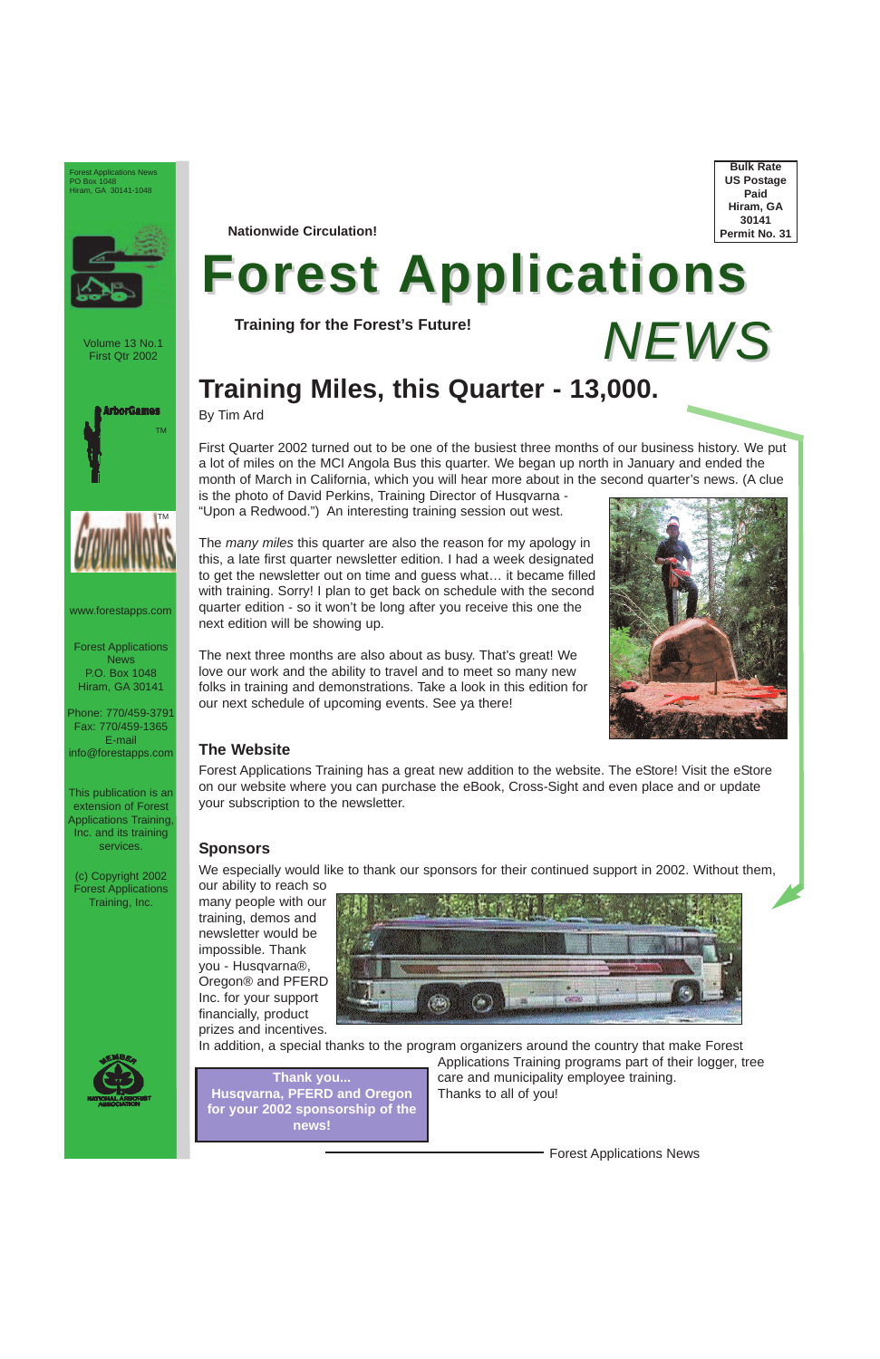Forest Applications News
PO Box 1048
Hiram, GA 30141-1048

Bulk Rate
US Postage
Paid
Hiram, GA
30141
Permit No. 31

Nationwide Circulation!

# Forest Applications NEWS

**Training for the Forest's Future!**

Volume 13 No.1
First Qtr 2002

## Training Miles, this Quarter - 13,000.

By Tim Ard

First Quarter 2002 turned out to be one of the busiest three months of our business history. We put a lot of miles on the MCI Angola Bus this quarter. We began up north in January and ended the month of March in California, which you will hear more about in the second quarter's news. (A clue is the photo of David Perkins, Training Director of Husqvarna - "Upon a Redwood.") An interesting training session out west.

The *many miles* this quarter are also the reason for my apology in this, a late first quarter newsletter edition. I had a week designated to get the newsletter out on time and guess what… it became filled with training. Sorry! I plan to get back on schedule with the second quarter edition - so it won't be long after you receive this one the next edition will be showing up.

The next three months are also about as busy. That's great! We love our work and the ability to travel and to meet so many new folks in training and demonstrations. Take a look in this edition for our next schedule of upcoming events. See ya there!

### The Website

Forest Applications Training has a great new addition to the website. The eStore! Visit the eStore on our website where you can purchase the eBook, Cross-Sight and even place and or update your subscription to the newsletter.

### Sponsors

We especially would like to thank our sponsors for their continued support in 2002. Without them, our ability to reach so many people with our training, demos and newsletter would be impossible. Thank you - Husqvarna®, Oregon® and PFERD Inc. for your support financially, product prizes and incentives.

In addition, a special thanks to the program organizers around the country that make Forest Applications Training programs part of their logger, tree care and municipality employee training. Thanks to all of you!

**Thank you... Husqvarna, PFERD and Oregon for your 2002 sponsorship of the news!**

ArborGames™

GrowndWorks™

www.forestapps.com

Forest Applications News
P.O. Box 1048
Hiram, GA 30141

Phone: 770/459-3791
Fax: 770/459-1365
E-mail
info@forestapps.com

This publication is an extension of Forest Applications Training, Inc. and its training services.

(c) Copyright 2002
Forest Applications Training, Inc.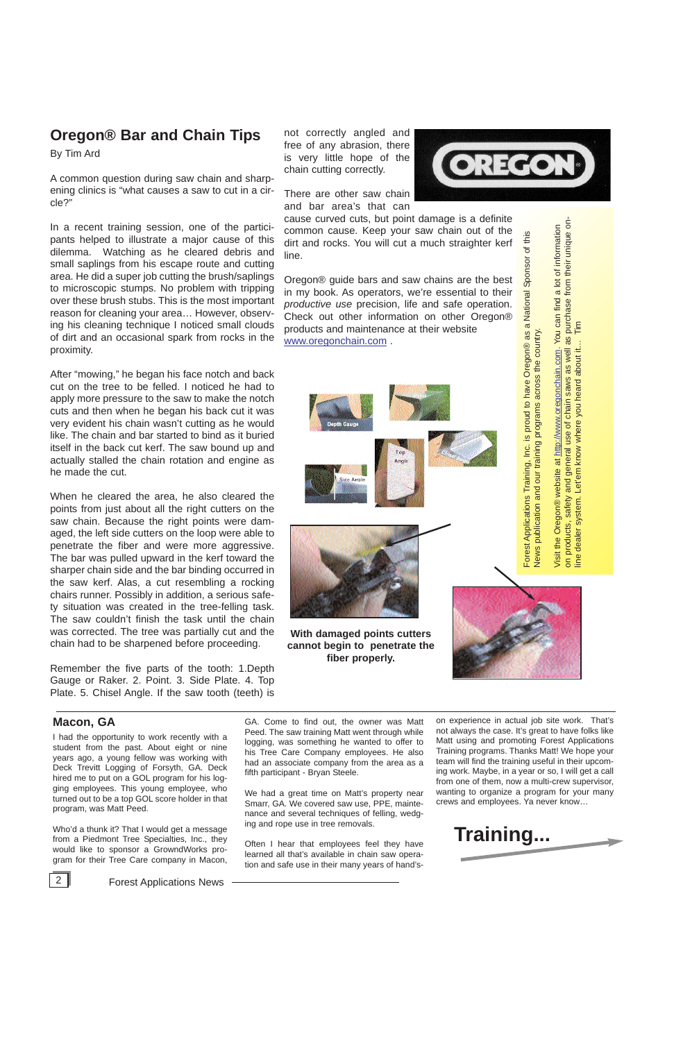## Oregon® Bar and Chain Tips

By Tim Ard

A common question during saw chain and sharpening clinics is "what causes a saw to cut in a circle?"

In a recent training session, one of the participants helped to illustrate a major cause of this dilemma. Watching as he cleared debris and small saplings from his escape route and cutting area. He did a super job cutting the brush/saplings to microscopic stumps. No problem with tripping over these brush stubs. This is the most important reason for cleaning your area… However, observing his cleaning technique I noticed small clouds of dirt and an occasional spark from rocks in the proximity.

After "mowing," he began his face notch and back cut on the tree to be felled. I noticed he had to apply more pressure to the saw to make the notch cuts and then when he began his back cut it was very evident his chain wasn't cutting as he would like. The chain and bar started to bind as it buried itself in the back cut kerf. The saw bound up and actually stalled the chain rotation and engine as he made the cut.

When he cleared the area, he also cleared the points from just about all the right cutters on the saw chain. Because the right points were damaged, the left side cutters on the loop were able to penetrate the fiber and were more aggressive. The bar was pulled upward in the kerf toward the sharper chain side and the bar binding occurred in the saw kerf. Alas, a cut resembling a rocking chairs runner. Possibly in addition, a serious safety situation was created in the tree-felling task. The saw couldn't finish the task until the chain was corrected. The tree was partially cut and the chain had to be sharpened before proceeding.

Remember the five parts of the tooth: 1.Depth Gauge or Raker. 2. Point. 3. Side Plate. 4. Top Plate. 5. Chisel Angle. If the saw tooth (teeth) is not correctly angled and free of any abrasion, there is very little hope of the chain cutting correctly.

There are other saw chain and bar area's that can cause curved cuts, but point damage is a definite common cause. Keep your saw chain out of the dirt and rocks. You will cut a much straighter kerf line.

Oregon® guide bars and saw chains are the best in my book. As operators, we're essential to their *productive use* precision, life and safe operation. Check out other information on other Oregon® products and maintenance at their website www.oregonchain.com .

Depth Gauge

Point

Top Angle

Chisel Angle

Side Angle

**With damaged points cutters cannot begin to penetrate the fiber properly.**

Forest Applications Training, Inc. is proud to have Oregon® as a National Sponsor of this News publication and our training programs across the country.

Visit the Oregon® website at http://www.oregonchain.com. You can find a lot of information on products, safety and general use of chain saws as well as purchase from their unique on-line dealer system. Let'em know where you heard about it… Tim

## Macon, GA

I had the opportunity to work recently with a student from the past. About eight or nine years ago, a young fellow was working with Deck Trevitt Logging of Forsyth, GA. Deck hired me to put on a GOL program for his logging employees. This young employee, who turned out to be a top GOL score holder in that program, was Matt Peed.

Who'd a thunk it? That I would get a message from a Piedmont Tree Specialties, Inc., they would like to sponsor a GrowndWorks program for their Tree Care company in Macon, GA. Come to find out, the owner was Matt Peed. The saw training Matt went through while logging, was something he wanted to offer to his Tree Care Company employees. He also had an associate company from the area as a fifth participant - Bryan Steele.

We had a great time on Matt's property near Smarr, GA. We covered saw use, PPE, maintenance and several techniques of felling, wedging and rope use in tree removals.

Often I hear that employees feel they have learned all that's available in chain saw operation and safe use in their many years of hand's-on experience in actual job site work. That's not always the case. It's great to have folks like Matt using and promoting Forest Applications Training programs. Thanks Matt! We hope your team will find the training useful in their upcoming work. Maybe, in a year or so, I will get a call from one of them, now a multi-crew supervisor, wanting to organize a program for your many crews and employees. Ya never know…

**Training...**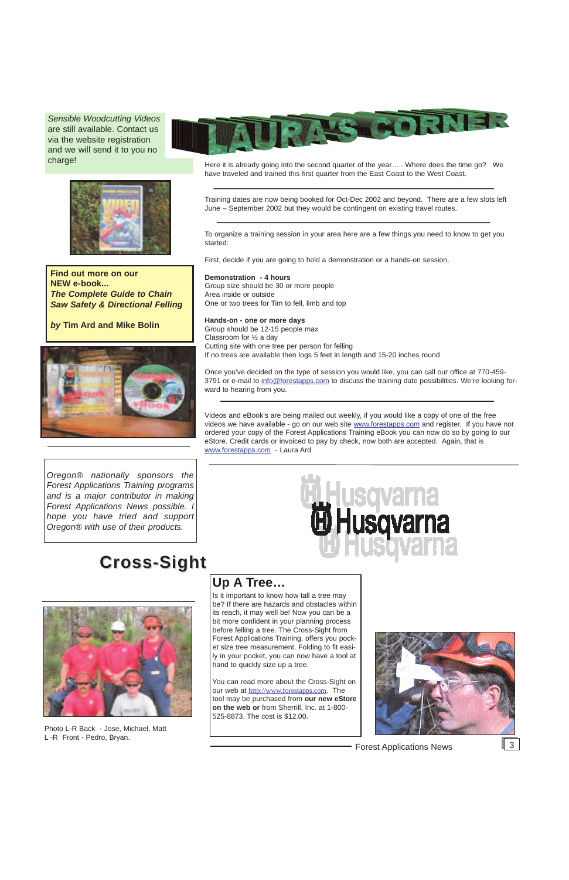*Sensible Woodcutting Videos* are still available. Contact us via the website registration and we will send it to you no charge!

**Find out more on our NEW e-book...**
***The Complete Guide to Chain Saw Safety & Directional Felling***

***by* Tim Ard and Mike Bolin**

*Oregon® nationally sponsors the Forest Applications Training programs and is a major contributor in making Forest Applications News possible. I hope you have tried and support Oregon® with use of their products.*

# LAURA'S CORNER

Here it is already going into the second quarter of the year….. Where does the time go? We have traveled and trained this first quarter from the East Coast to the West Coast.

---

Training dates are now being booked for Oct-Dec 2002 and beyond. There are a few slots left June – September 2002 but they would be contingent on existing travel routes.

---

To organize a training session in your area here are a few things you need to know to get you started:

First, decide if you are going to hold a demonstration or a hands-on session.

**Demonstration - 4 hours**
Group size should be 30 or more people
Area inside or outside
One or two trees for Tim to fell, limb and top

**Hands-on - one or more days**
Group should be 12-15 people max
Classroom for ½ a day
Cutting site with one tree per person for felling
If no trees are available then logs 5 feet in length and 15-20 inches round

Once you've decided on the type of session you would like, you can call our office at 770-459-3791 or e-mail to info@forestapps.com to discuss the training date possibilities. We're looking forward to hearing from you.

---

Videos and eBook's are being mailed out weekly, if you would like a copy of one of the free videos we have available - go on our web site www.forestapps.com and register. If you have not ordered your copy of the Forest Applications Training eBook you can now do so by going to our eStore. Credit cards or invoiced to pay by check, now both are accepted. Again, that is www.forestapps.com - Laura Ard

---

Husqvarna

# Cross-Sight

Photo L-R Back - Jose, Michael, Matt
L -R Front - Pedro, Bryan.

## Up A Tree…

Is it important to know how tall a tree may be? If there are hazards and obstacles within its reach, it may well be! Now you can be a bit more confident in your planning process before felling a tree. The Cross-Sight from Forest Applications Training, offers you pocket size tree measurement. Folding to fit easily in your pocket, you can now have a tool at hand to quickly size up a tree.

You can read more about the Cross-Sight on our web at http://www.forestapps.com. The tool may be purchased from **our new eStore on the web or** from Sherrill, Inc. at 1-800-525-8873. The cost is $12.00.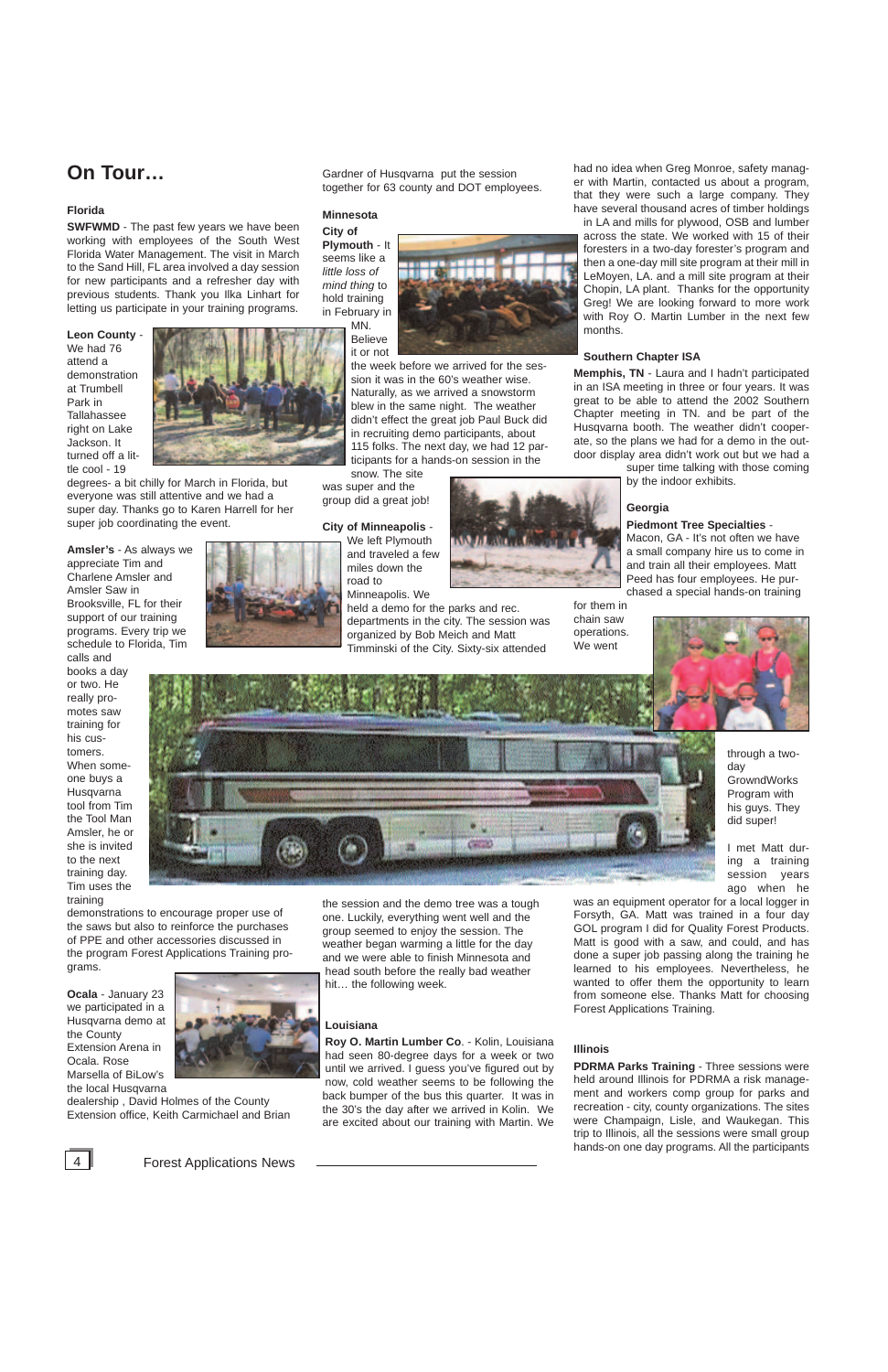# On Tour…

### Florida

**SWFWMD** - The past few years we have been working with employees of the South West Florida Water Management. The visit in March to the Sand Hill, FL area involved a day session for new participants and a refresher day with previous students. Thank you Ilka Linhart for letting us participate in your training programs.

**Leon County** - We had 76 attend a demonstration at Trumbell Park in Tallahassee right on Lake Jackson. It turned off a little cool - 19 degrees- a bit chilly for March in Florida, but everyone was still attentive and we had a super day. Thanks go to Karen Harrell for her super job coordinating the event.

**Amsler's** - As always we appreciate Tim and Charlene Amsler and Amsler Saw in Brooksville, FL for their support of our training programs. Every trip we schedule to Florida, Tim calls and books a day or two. He really promotes saw training for his customers. When someone buys a Husqvarna tool from Tim the Tool Man Amsler, he or she is invited to the next training day. Tim uses the training demonstrations to encourage proper use of the saws but also to reinforce the purchases of PPE and other accessories discussed in the program Forest Applications Training programs.

**Ocala** - January 23 we participated in a Husqvarna demo at the County Extension Arena in Ocala. Rose Marsella of BiLow's the local Husqvarna dealership , David Holmes of the County Extension office, Keith Carmichael and Brian Gardner of Husqvarna put the session together for 63 county and DOT employees.

### Minnesota

**City of Plymouth** - It seems like a *little loss of mind thing* to hold training in February in MN. Believe it or not the week before we arrived for the session it was in the 60's weather wise. Naturally, as we arrived a snowstorm blew in the same night. The weather didn't effect the great job Paul Buck did in recruiting demo participants, about 115 folks. The next day, we had 12 participants for a hands-on session in the snow. The site was super and the group did a great job!

**City of Minneapolis** - We left Plymouth and traveled a few miles down the road to Minneapolis. We held a demo for the parks and rec. departments in the city. The session was organized by Bob Meich and Matt Timminski of the City. Sixty-six attended the session and the demo tree was a tough one. Luckily, everything went well and the group seemed to enjoy the session. The weather began warming a little for the day and we were able to finish Minnesota and head south before the really bad weather hit… the following week.

### Louisiana

**Roy O. Martin Lumber Co**. - Kolin, Louisiana had seen 80-degree days for a week or two until we arrived. I guess you've figured out by now, cold weather seems to be following the back bumper of the bus this quarter. It was in the 30's the day after we arrived in Kolin. We are excited about our training with Martin. We had no idea when Greg Monroe, safety manager with Martin, contacted us about a program, that they were such a large company. They have several thousand acres of timber holdings in LA and mills for plywood, OSB and lumber across the state. We worked with 15 of their foresters in a two-day forester's program and then a one-day mill site program at their mill in LeMoyen, LA. and a mill site program at their Chopin, LA plant. Thanks for the opportunity Greg! We are looking forward to more work with Roy O. Martin Lumber in the next few months.

### Southern Chapter ISA

**Memphis, TN** - Laura and I hadn't participated in an ISA meeting in three or four years. It was great to be able to attend the 2002 Southern Chapter meeting in TN. and be part of the Husqvarna booth. The weather didn't cooperate, so the plans we had for a demo in the outdoor display area didn't work out but we had a super time talking with those coming by the indoor exhibits.

### Georgia

**Piedmont Tree Specialties** - Macon, GA - It's not often we have a small company hire us to come in and train all their employees. Matt Peed has four employees. He purchased a special hands-on training for them in chain saw operations. We went through a two-day GrowndWorks Program with his guys. They did super!

I met Matt during a training session years ago when he was an equipment operator for a local logger in Forsyth, GA. Matt was trained in a four day GOL program I did for Quality Forest Products. Matt is good with a saw, and could, and has done a super job passing along the training he learned to his employees. Nevertheless, he wanted to offer them the opportunity to learn from someone else. Thanks Matt for choosing Forest Applications Training.

### Illinois

**PDRMA Parks Training** - Three sessions were held around Illinois for PDRMA a risk management and workers comp group for parks and recreation - city, county organizations. The sites were Champaign, Lisle, and Waukegan. This trip to Illinois, all the sessions were small group hands-on one day programs. All the participants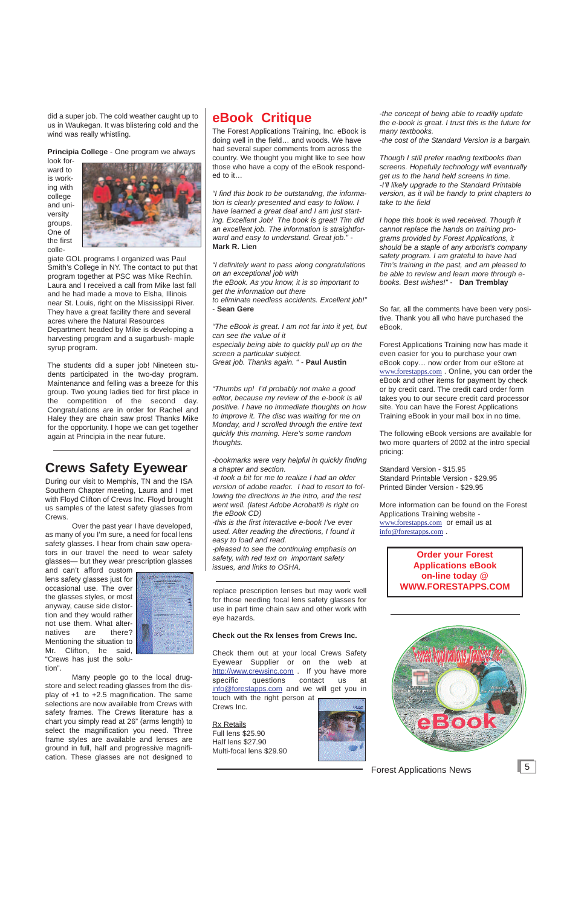did a super job. The cold weather caught up to us in Waukegan. It was blistering cold and the wind was really whistling.

**Principia College** - One program we always look forward to is working with college and university groups. One of the first collegiate GOL programs I organized was Paul Smith's College in NY. The contact to put that program together at PSC was Mike Rechlin. Laura and I received a call from Mike last fall and he had made a move to Elsha, Illinois near St. Louis, right on the Mississippi River. They have a great facility there and several acres where the Natural Resources Department headed by Mike is developing a harvesting program and a sugarbush- maple syrup program.

The students did a super job! Nineteen students participated in the two-day program. Maintenance and felling was a breeze for this group. Two young ladies tied for first place in the competition of the second day. Congratulations are in order for Rachel and Haley they are chain saw pros! Thanks Mike for the opportunity. I hope we can get together again at Principia in the near future.

## Crews Safety Eyewear

During our visit to Memphis, TN and the ISA Southern Chapter meeting, Laura and I met with Floyd Clifton of Crews Inc. Floyd brought us samples of the latest safety glasses from Crews.

Over the past year I have developed, as many of you I'm sure, a need for focal lens safety glasses. I hear from chain saw operators in our travel the need to wear safety glasses— but they wear prescription glasses and can't afford custom lens safety glasses just for occasional use. The over the glasses styles, or most anyway, cause side distortion and they would rather not use them. What alternatives are there? Mentioning the situation to Mr. Clifton, he said, "Crews has just the solution".

Many people go to the local drugstore and select reading glasses from the display of +1 to +2.5 magnification. The same selections are now available from Crews with safety frames. The Crews literature has a chart you simply read at 26" (arms length) to select the magnification you need. Three frame styles are available and lenses are ground in full, half and progressive magnification. These glasses are not designed to replace prescription lenses but may work well for those needing focal lens safety glasses for use in part time chain saw and other work with eye hazards.

**Check out the Rx lenses from Crews Inc.**

Check them out at your local Crews Safety Eyewear Supplier or on the web at http://www.crewsinc.com . If you have more specific questions contact us at info@forestapps.com and we will get you in touch with the right person at Crews Inc.

Rx Retails
Full lens $25.90
Half lens $27.90
Multi-focal lens $29.90

## eBook Critique

The Forest Applications Training, Inc. eBook is doing well in the field… and woods. We have had several super comments from across the country. We thought you might like to see how those who have a copy of the eBook responded to it…

*"I find this book to be outstanding, the information is clearly presented and easy to follow. I have learned a great deal and I am just starting. Excellent Job! The book is great! Tim did an excellent job. The information is straightforward and easy to understand. Great job."* - **Mark R. Lien**

*"I definitely want to pass along congratulations on an exceptional job with the eBook. As you know, it is so important to get the information out there to eliminate needless accidents. Excellent job!"* - **Sean Gere**

*"The eBook is great. I am not far into it yet, but can see the value of it especially being able to quickly pull up on the screen a particular subject. Great job. Thanks again. "* - **Paul Austin**

*"Thumbs up! I'd probably not make a good editor, because my review of the e-book is all positive. I have no immediate thoughts on how to improve it. The disc was waiting for me on Monday, and I scrolled through the entire text quickly this morning. Here's some random thoughts.*

*-bookmarks were very helpful in quickly finding a chapter and section.*
*-it took a bit for me to realize I had an older version of adobe reader. I had to resort to following the directions in the intro, and the rest went well. (latest Adobe Acrobat® is right on the eBook CD)*
*-this is the first interactive e-book I've ever used. After reading the directions, I found it easy to load and read.*
*-pleased to see the continuing emphasis on safety, with red text on important safety issues, and links to OSHA.*
*-the concept of being able to readily update the e-book is great. I trust this is the future for many textbooks.*
*-the cost of the Standard Version is a bargain.*

*Though I still prefer reading textbooks than screens. Hopefully technology will eventually get us to the hand held screens in time.*
*-I'll likely upgrade to the Standard Printable version, as it will be handy to print chapters to take to the field*

*I hope this book is well received. Though it cannot replace the hands on training programs provided by Forest Applications, it should be a staple of any arborist's company safety program. I am grateful to have had Tim's training in the past, and am pleased to be able to review and learn more through e-books. Best wishes!"* - **Dan Tremblay**

So far, all the comments have been very positive. Thank you all who have purchased the eBook.

Forest Applications Training now has made it even easier for you to purchase your own eBook copy… now order from our eStore at www.forestapps.com . Online, you can order the eBook and other items for payment by check or by credit card. The credit card order form takes you to our secure credit card processor site. You can have the Forest Applications Training eBook in your mail box in no time.

The following eBook versions are available for two more quarters of 2002 at the intro special pricing:

Standard Version - $15.95
Standard Printable Version - $29.95
Printed Binder Version - $29.95

More information can be found on the Forest Applications Training website - www.forestapps.com or email us at info@forestapps.com .

**Order your Forest Applications eBook on-line today @ WWW.FORESTAPPS.COM**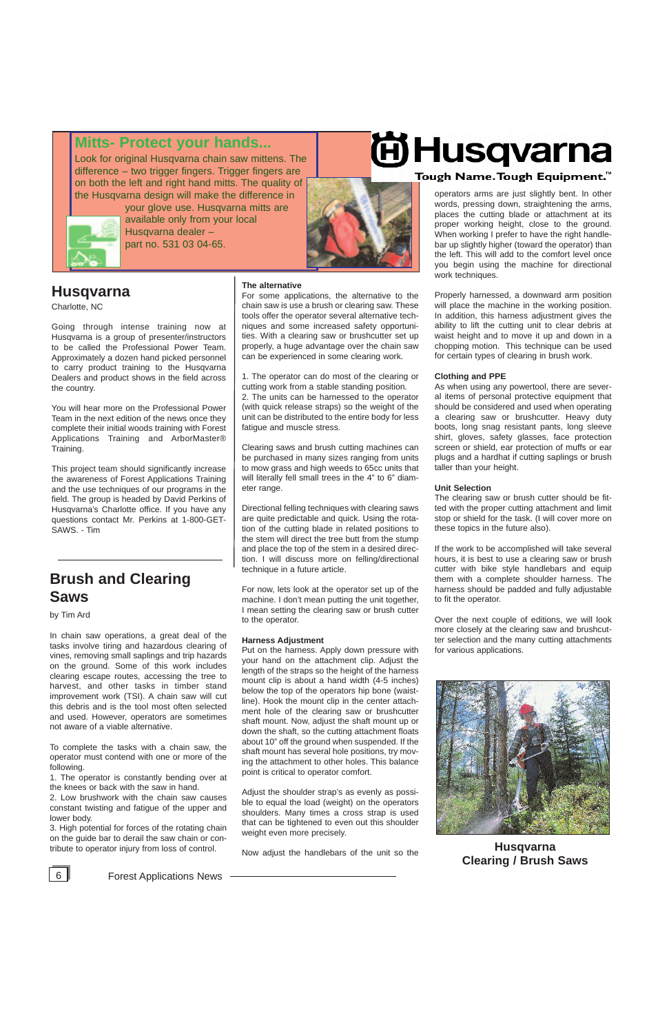## Mitts- Protect your hands...

Look for original Husqvarna chain saw mittens. The difference – two trigger fingers. Trigger fingers are on both the left and right hand mitts. The quality of the Husqvarna design will make the difference in your glove use. Husqvarna mitts are available only from your local Husqvarna dealer – part no. 531 03 04-65.

Husqvarna

Tough Name. Tough Equipment.™

## Husqvarna

Charlotte, NC

Going through intense training now at Husqvarna is a group of presenter/instructors to be called the Professional Power Team. Approximately a dozen hand picked personnel to carry product training to the Husqvarna Dealers and product shows in the field across the country.

You will hear more on the Professional Power Team in the next edition of the news once they complete their initial woods training with Forest Applications Training and ArborMaster® Training.

This project team should significantly increase the awareness of Forest Applications Training and the use techniques of our programs in the field. The group is headed by David Perkins of Husqvarna's Charlotte office. If you have any questions contact Mr. Perkins at 1-800-GET-SAWS. - Tim

## Brush and Clearing Saws

by Tim Ard

In chain saw operations, a great deal of the tasks involve tiring and hazardous clearing of vines, removing small saplings and trip hazards on the ground. Some of this work includes clearing escape routes, accessing the tree to harvest, and other tasks in timber stand improvement work (TSI). A chain saw will cut this debris and is the tool most often selected and used. However, operators are sometimes not aware of a viable alternative.

To complete the tasks with a chain saw, the operator must contend with one or more of the following.

1. The operator is constantly bending over at the knees or back with the saw in hand.
2. Low brushwork with the chain saw causes constant twisting and fatigue of the upper and lower body.
3. High potential for forces of the rotating chain on the guide bar to derail the saw chain or contribute to operator injury from loss of control.

### The alternative

For some applications, the alternative to the chain saw is use a brush or clearing saw. These tools offer the operator several alternative techniques and some increased safety opportunities. With a clearing saw or brushcutter set up properly, a huge advantage over the chain saw can be experienced in some clearing work.

1. The operator can do most of the clearing or cutting work from a stable standing position.
2. The units can be harnessed to the operator (with quick release straps) so the weight of the unit can be distributed to the entire body for less fatigue and muscle stress.

Clearing saws and brush cutting machines can be purchased in many sizes ranging from units to mow grass and high weeds to 65cc units that will literally fell small trees in the 4" to 6" diameter range.

Directional felling techniques with clearing saws are quite predictable and quick. Using the rotation of the cutting blade in related positions to the stem will direct the tree butt from the stump and place the top of the stem in a desired direction. I will discuss more on felling/directional technique in a future article.

For now, lets look at the operator set up of the machine. I don't mean putting the unit together, I mean setting the clearing saw or brush cutter to the operator.

### Harness Adjustment

Put on the harness. Apply down pressure with your hand on the attachment clip. Adjust the length of the straps so the height of the harness mount clip is about a hand width (4-5 inches) below the top of the operators hip bone (waistline). Hook the mount clip in the center attachment hole of the clearing saw or brushcutter shaft mount. Now, adjust the shaft mount up or down the shaft, so the cutting attachment floats about 10" off the ground when suspended. If the shaft mount has several hole positions, try moving the attachment to other holes. This balance point is critical to operator comfort.

Adjust the shoulder strap's as evenly as possible to equal the load (weight) on the operators shoulders. Many times a cross strap is used that can be tightened to even out this shoulder weight even more precisely.

Now adjust the handlebars of the unit so the operators arms are just slightly bent. In other words, pressing down, straightening the arms, places the cutting blade or attachment at its proper working height, close to the ground. When working I prefer to have the right handlebar up slightly higher (toward the operator) than the left. This will add to the comfort level once you begin using the machine for directional work techniques.

Properly harnessed, a downward arm position will place the machine in the working position. In addition, this harness adjustment gives the ability to lift the cutting unit to clear debris at waist height and to move it up and down in a chopping motion. This technique can be used for certain types of clearing in brush work.

### Clothing and PPE

As when using any powertool, there are several items of personal protective equipment that should be considered and used when operating a clearing saw or brushcutter. Heavy duty boots, long snag resistant pants, long sleeve shirt, gloves, safety glasses, face protection screen or shield, ear protection of muffs or ear plugs and a hardhat if cutting saplings or brush taller than your height.

### Unit Selection

The clearing saw or brush cutter should be fitted with the proper cutting attachment and limit stop or shield for the task. (I will cover more on these topics in the future also).

If the work to be accomplished will take several hours, it is best to use a clearing saw or brush cutter with bike style handlebars and equip them with a complete shoulder harness. The harness should be padded and fully adjustable to fit the operator.

Over the next couple of editions, we will look more closely at the clearing saw and brushcutter selection and the many cutting attachments for various applications.

**Husqvarna Clearing / Brush Saws**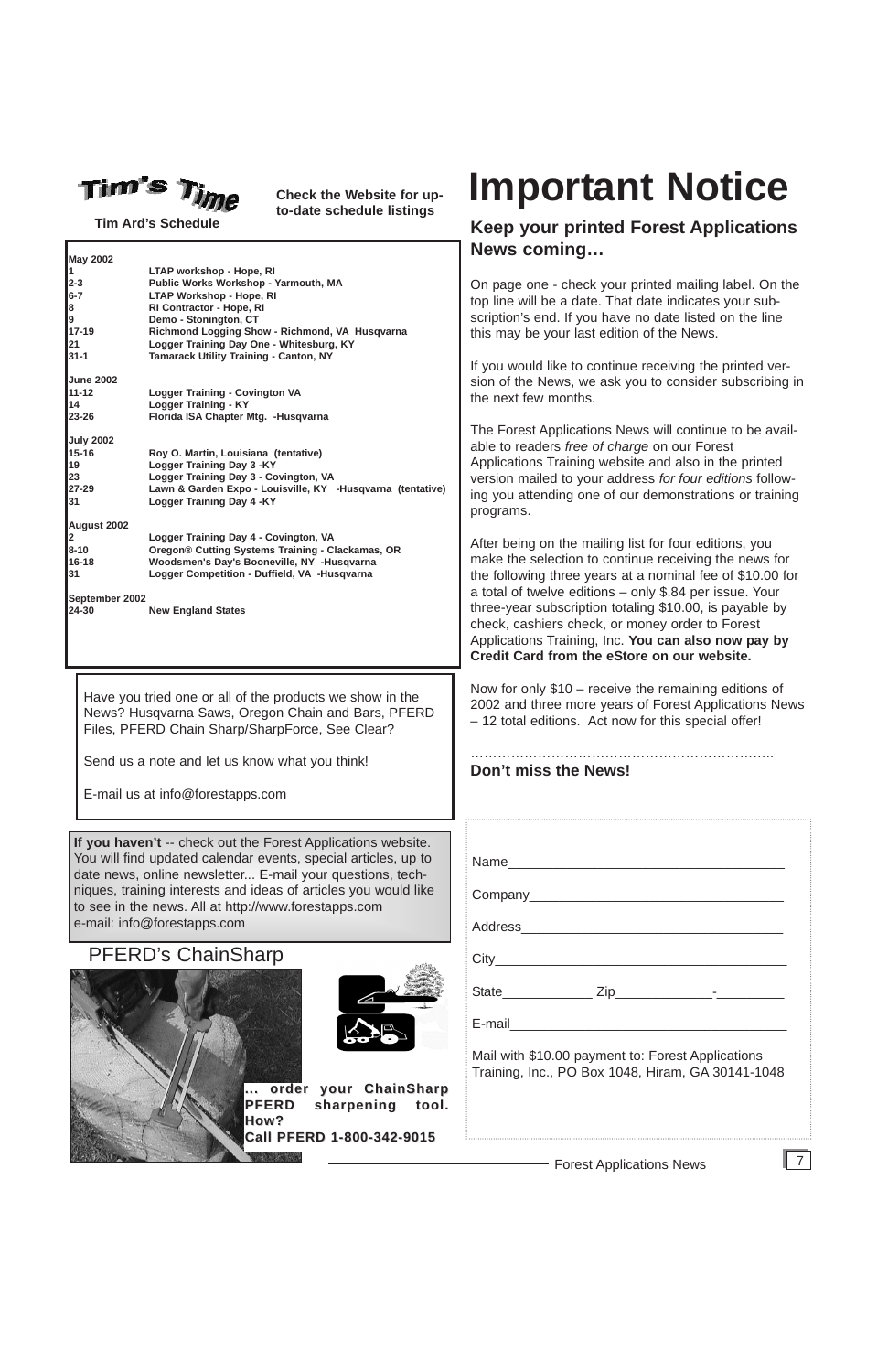# Tim's Time

**Tim Ard's Schedule**

**Check the Website for up-to-date schedule listings**

| | |
|---|---|
| **May 2002** | |
| 1 | LTAP workshop - Hope, RI |
| 2-3 | Public Works Workshop - Yarmouth, MA |
| 6-7 | LTAP Workshop - Hope, RI |
| 8 | RI Contractor - Hope, RI |
| 9 | Demo - Stonington, CT |
| 17-19 | Richmond Logging Show - Richmond, VA Husqvarna |
| 21 | Logger Training Day One - Whitesburg, KY |
| 31-1 | Tamarack Utility Training - Canton, NY |
| **June 2002** | |
| 11-12 | Logger Training - Covington VA |
| 14 | Logger Training - KY |
| 23-26 | Florida ISA Chapter Mtg. -Husqvarna |
| **July 2002** | |
| 15-16 | Roy O. Martin, Louisiana (tentative) |
| 19 | Logger Training Day 3 -KY |
| 23 | Logger Training Day 3 - Covington, VA |
| 27-29 | Lawn & Garden Expo - Louisville, KY -Husqvarna (tentative) |
| 31 | Logger Training Day 4 -KY |
| **August 2002** | |
| 2 | Logger Training Day 4 - Covington, VA |
| 8-10 | Oregon® Cutting Systems Training - Clackamas, OR |
| 16-18 | Woodsmen's Day's Booneville, NY -Husqvarna |
| 31 | Logger Competition - Duffield, VA -Husqvarna |
| **September 2002** | |
| 24-30 | New England States |

Have you tried one or all of the products we show in the News? Husqvarna Saws, Oregon Chain and Bars, PFERD Files, PFERD Chain Sharp/SharpForce, See Clear?

Send us a note and let us know what you think!

E-mail us at info@forestapps.com

**If you haven't** -- check out the Forest Applications website. You will find updated calendar events, special articles, up to date news, online newsletter... E-mail your questions, techniques, training interests and ideas of articles you would like to see in the news. All at http://www.forestapps.com
e-mail: info@forestapps.com

## PFERD's ChainSharp

**... order your ChainSharp PFERD sharpening tool. How?**
**Call PFERD 1-800-342-9015**

# Important Notice

## Keep your printed Forest Applications News coming…

On page one - check your printed mailing label. On the top line will be a date. That date indicates your subscription's end. If you have no date listed on the line this may be your last edition of the News.

If you would like to continue receiving the printed version of the News, we ask you to consider subscribing in the next few months.

The Forest Applications News will continue to be available to readers *free of charge* on our Forest Applications Training website and also in the printed version mailed to your address *for four editions* following you attending one of our demonstrations or training programs.

After being on the mailing list for four editions, you make the selection to continue receiving the news for the following three years at a nominal fee of $10.00 for a total of twelve editions – only $.84 per issue. Your three-year subscription totaling $10.00, is payable by check, cashiers check, or money order to Forest Applications Training, Inc. **You can also now pay by Credit Card from the eStore on our website.**

Now for only $10 – receive the remaining editions of 2002 and three more years of Forest Applications News – 12 total editions. Act now for this special offer!

……………………………………………………………..
**Don't miss the News!**

Name_____________________________________

Company__________________________________

Address___________________________________

City______________________________________

State____________ Zip_____________-_________

E-mail____________________________________

Mail with $10.00 payment to: Forest Applications Training, Inc., PO Box 1048, Hiram, GA 30141-1048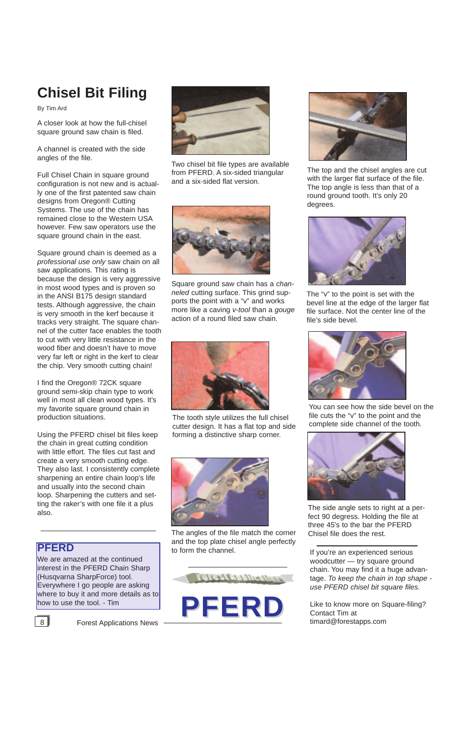# Chisel Bit Filing

By Tim Ard

A closer look at how the full-chisel square ground saw chain is filed.

A channel is created with the side angles of the file.

Full Chisel Chain in square ground configuration is not new and is actually one of the first patented saw chain designs from Oregon® Cutting Systems. The use of the chain has remained close to the Western USA however. Few saw operators use the square ground chain in the east.

Square ground chain is deemed as a *professional use only* saw chain on all saw applications. This rating is because the design is very aggressive in most wood types and is proven so in the ANSI B175 design standard tests. Although aggressive, the chain is very smooth in the kerf because it tracks very straight. The square channel of the cutter face enables the tooth to cut with very little resistance in the wood fiber and doesn't have to move very far left or right in the kerf to clear the chip. Very smooth cutting chain!

I find the Oregon® 72CK square ground semi-skip chain type to work well in most all clean wood types. It's my favorite square ground chain in production situations.

Using the PFERD chisel bit files keep the chain in great cutting condition with little effort. The files cut fast and create a very smooth cutting edge. They also last. I consistently complete sharpening an entire chain loop's life and usually into the second chain loop. Sharpening the cutters and setting the raker's with one file it a plus also.

## PFERD

We are amazed at the continued interest in the PFERD Chain Sharp (Husqvarna SharpForce) tool. Everywhere I go people are asking where to buy it and more details as to how to use the tool. - Tim

Two chisel bit file types are available from PFERD. A six-sided triangular and a six-sided flat version.

Square ground saw chain has a *channeled* cutting surface. This grind supports the point with a "v" and works more like a caving *v-tool* than a *gouge* action of a round filed saw chain.

The tooth style utilizes the full chisel cutter design. It has a flat top and side forming a distinctive sharp corner.

The angles of the file match the corner and the top plate chisel angle perfectly to form the channel.

The top and the chisel angles are cut with the larger flat surface of the file. The top angle is less than that of a round ground tooth. It's only 20 degrees.

The "v" to the point is set with the bevel line at the edge of the larger flat file surface. Not the center line of the file's side bevel.

You can see how the side bevel on the file cuts the "v" to the point and the complete side channel of the tooth.

The side angle sets to right at a perfect 90 degress. Holding the file at three 45's to the bar the PFERD Chisel file does the rest.

If you're an experienced serious woodcutter — try square ground chain. You may find it a huge advantage. *To keep the chain in top shape - use PFERD chisel bit square files.*

Like to know more on Square-filing? Contact Tim at timard@forestapps.com

PFERD